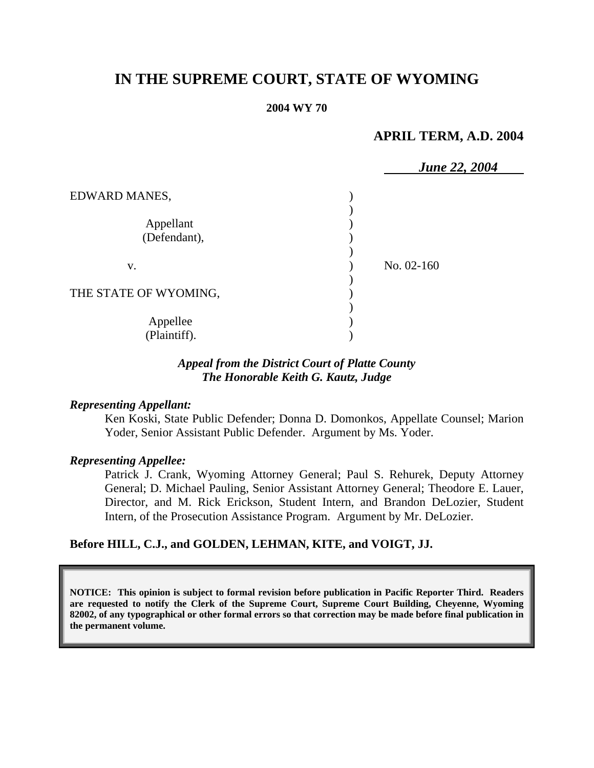# IN THE SUPREME COURT, STATE OF WYOMING

**2004 WY 70**

**APRIL TERM, A.D. 2004**

***June 22, 2004***

| | | |
|---|---|---|
| EDWARD MANES,<br><br>Appellant<br>(Defendant), | | |
| v. | | No. 02-160 |
| THE STATE OF WYOMING,<br><br>Appellee<br>(Plaintiff). | | |

***Appeal from the District Court of Platte County***
***The Honorable Keith G. Kautz, Judge***

***Representing Appellant:***

Ken Koski, State Public Defender; Donna D. Domonkos, Appellate Counsel; Marion Yoder, Senior Assistant Public Defender. Argument by Ms. Yoder.

***Representing Appellee:***

Patrick J. Crank, Wyoming Attorney General; Paul S. Rehurek, Deputy Attorney General; D. Michael Pauling, Senior Assistant Attorney General; Theodore E. Lauer, Director, and M. Rick Erickson, Student Intern, and Brandon DeLozier, Student Intern, of the Prosecution Assistance Program. Argument by Mr. DeLozier.

**Before HILL, C.J., and GOLDEN, LEHMAN, KITE, and VOIGT, JJ.**

**NOTICE: This opinion is subject to formal revision before publication in Pacific Reporter Third. Readers are requested to notify the Clerk of the Supreme Court, Supreme Court Building, Cheyenne, Wyoming 82002, of any typographical or other formal errors so that correction may be made before final publication in the permanent volume.**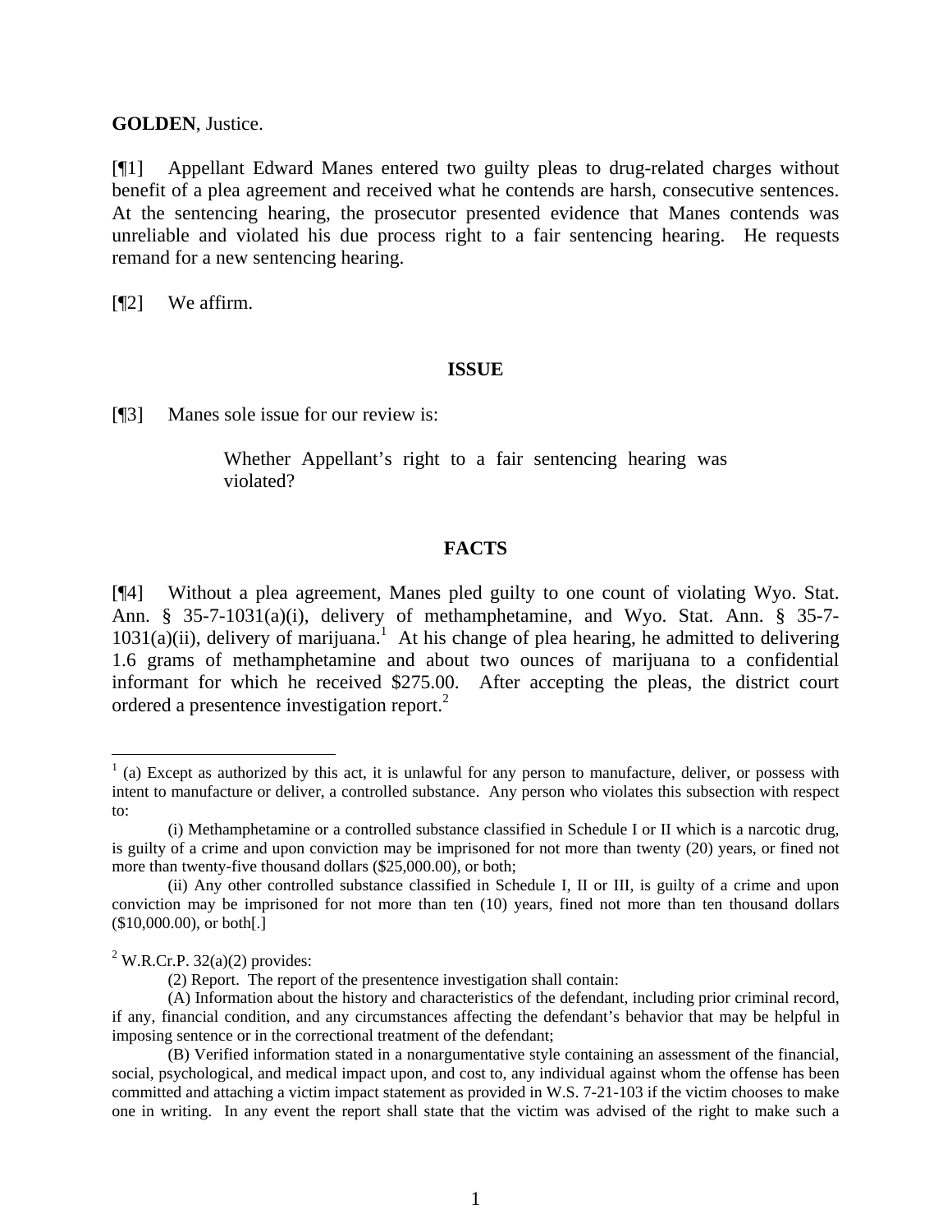**GOLDEN**, Justice.

[¶1] Appellant Edward Manes entered two guilty pleas to drug-related charges without benefit of a plea agreement and received what he contends are harsh, consecutive sentences. At the sentencing hearing, the prosecutor presented evidence that Manes contends was unreliable and violated his due process right to a fair sentencing hearing. He requests remand for a new sentencing hearing.

[¶2] We affirm.

## ISSUE

[¶3] Manes sole issue for our review is:

> Whether Appellant's right to a fair sentencing hearing was violated?

## FACTS

[¶4] Without a plea agreement, Manes pled guilty to one count of violating Wyo. Stat. Ann. § 35-7-1031(a)(i), delivery of methamphetamine, and Wyo. Stat. Ann. § 35-7-1031(a)(ii), delivery of marijuana.[1] At his change of plea hearing, he admitted to delivering 1.6 grams of methamphetamine and about two ounces of marijuana to a confidential informant for which he received $275.00. After accepting the pleas, the district court ordered a presentence investigation report.[2]

---

[1] (a) Except as authorized by this act, it is unlawful for any person to manufacture, deliver, or possess with intent to manufacture or deliver, a controlled substance. Any person who violates this subsection with respect to:

(i) Methamphetamine or a controlled substance classified in Schedule I or II which is a narcotic drug, is guilty of a crime and upon conviction may be imprisoned for not more than twenty (20) years, or fined not more than twenty-five thousand dollars ($25,000.00), or both;

(ii) Any other controlled substance classified in Schedule I, II or III, is guilty of a crime and upon conviction may be imprisoned for not more than ten (10) years, fined not more than ten thousand dollars ($10,000.00), or both[.]

[2] W.R.Cr.P. 32(a)(2) provides:

(2) Report. The report of the presentence investigation shall contain:

(A) Information about the history and characteristics of the defendant, including prior criminal record, if any, financial condition, and any circumstances affecting the defendant's behavior that may be helpful in imposing sentence or in the correctional treatment of the defendant;

(B) Verified information stated in a nonargumentative style containing an assessment of the financial, social, psychological, and medical impact upon, and cost to, any individual against whom the offense has been committed and attaching a victim impact statement as provided in W.S. 7-21-103 if the victim chooses to make one in writing. In any event the report shall state that the victim was advised of the right to make such a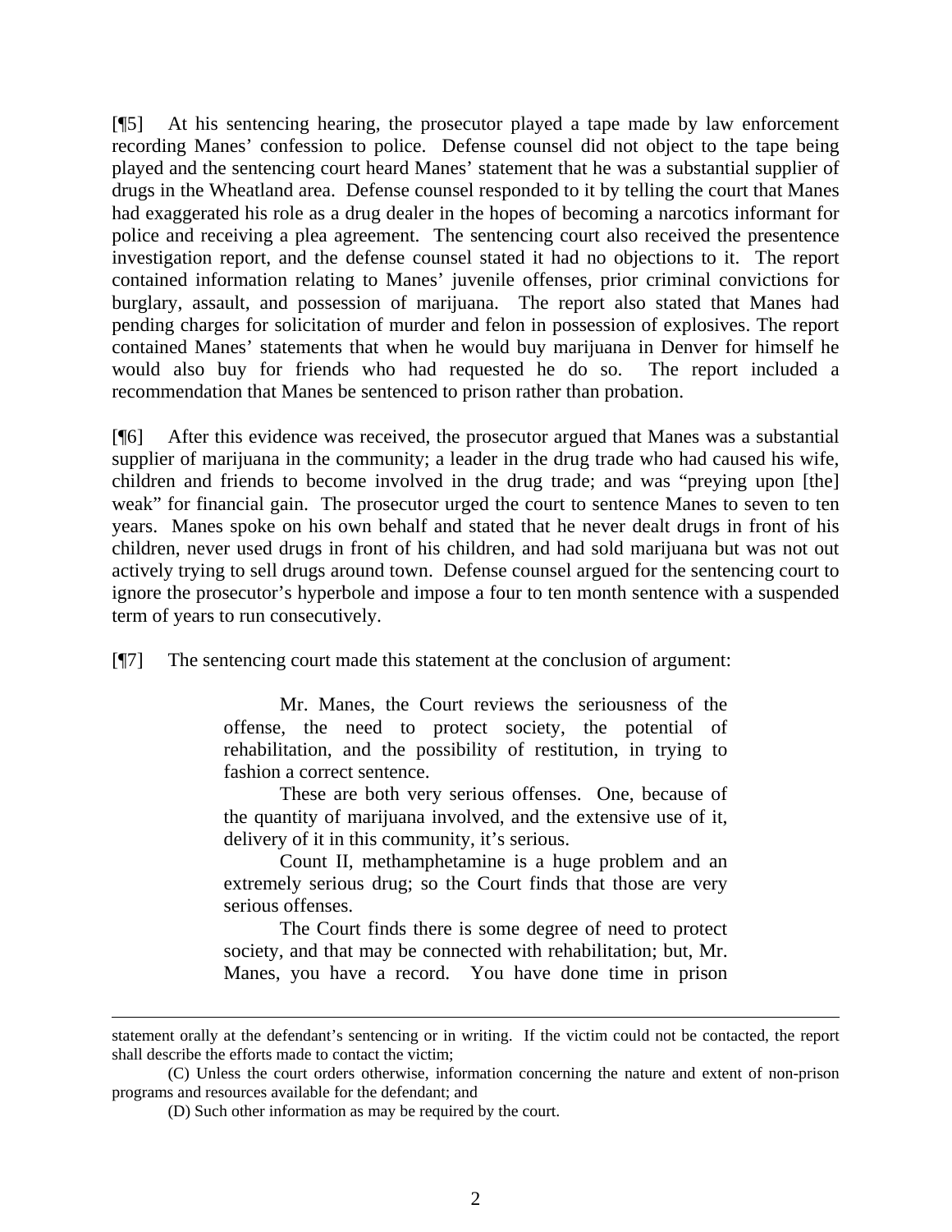[¶5] At his sentencing hearing, the prosecutor played a tape made by law enforcement recording Manes' confession to police. Defense counsel did not object to the tape being played and the sentencing court heard Manes' statement that he was a substantial supplier of drugs in the Wheatland area. Defense counsel responded to it by telling the court that Manes had exaggerated his role as a drug dealer in the hopes of becoming a narcotics informant for police and receiving a plea agreement. The sentencing court also received the presentence investigation report, and the defense counsel stated it had no objections to it. The report contained information relating to Manes' juvenile offenses, prior criminal convictions for burglary, assault, and possession of marijuana. The report also stated that Manes had pending charges for solicitation of murder and felon in possession of explosives. The report contained Manes' statements that when he would buy marijuana in Denver for himself he would also buy for friends who had requested he do so. The report included a recommendation that Manes be sentenced to prison rather than probation.

[¶6] After this evidence was received, the prosecutor argued that Manes was a substantial supplier of marijuana in the community; a leader in the drug trade who had caused his wife, children and friends to become involved in the drug trade; and was "preying upon [the] weak" for financial gain. The prosecutor urged the court to sentence Manes to seven to ten years. Manes spoke on his own behalf and stated that he never dealt drugs in front of his children, never used drugs in front of his children, and had sold marijuana but was not out actively trying to sell drugs around town. Defense counsel argued for the sentencing court to ignore the prosecutor's hyperbole and impose a four to ten month sentence with a suspended term of years to run consecutively.

[¶7] The sentencing court made this statement at the conclusion of argument:

> Mr. Manes, the Court reviews the seriousness of the offense, the need to protect society, the potential of rehabilitation, and the possibility of restitution, in trying to fashion a correct sentence.
>
> These are both very serious offenses. One, because of the quantity of marijuana involved, and the extensive use of it, delivery of it in this community, it's serious.
>
> Count II, methamphetamine is a huge problem and an extremely serious drug; so the Court finds that those are very serious offenses.
>
> The Court finds there is some degree of need to protect society, and that may be connected with rehabilitation; but, Mr. Manes, you have a record. You have done time in prison

---

statement orally at the defendant's sentencing or in writing. If the victim could not be contacted, the report shall describe the efforts made to contact the victim;

(C) Unless the court orders otherwise, information concerning the nature and extent of non-prison programs and resources available for the defendant; and

(D) Such other information as may be required by the court.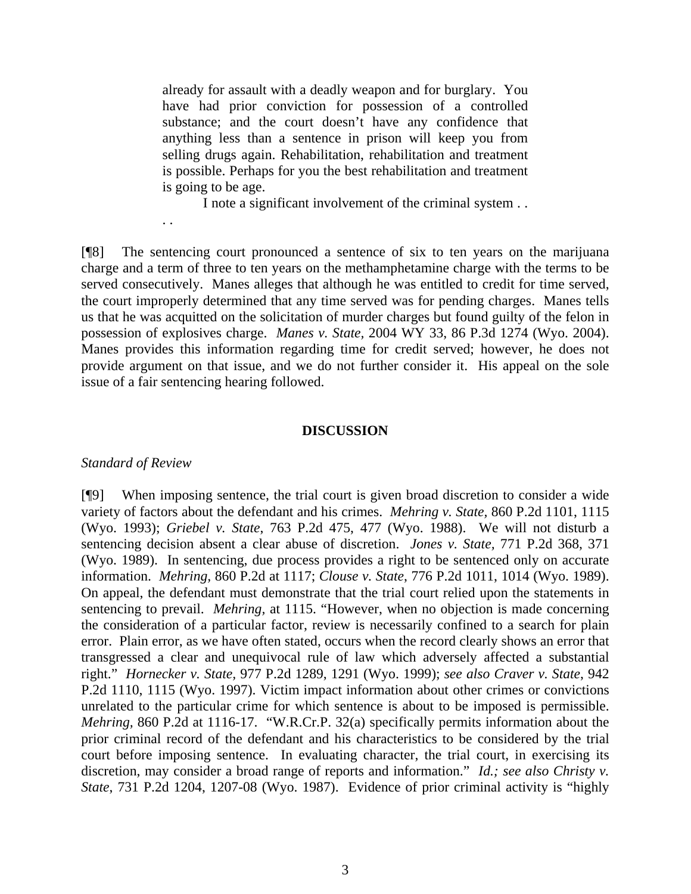> already for assault with a deadly weapon and for burglary. You have had prior conviction for possession of a controlled substance; and the court doesn't have any confidence that anything less than a sentence in prison will keep you from selling drugs again. Rehabilitation, rehabilitation and treatment is possible. Perhaps for you the best rehabilitation and treatment is going to be age.
>
> I note a significant involvement of the criminal system . . . .

[¶8] The sentencing court pronounced a sentence of six to ten years on the marijuana charge and a term of three to ten years on the methamphetamine charge with the terms to be served consecutively. Manes alleges that although he was entitled to credit for time served, the court improperly determined that any time served was for pending charges. Manes tells us that he was acquitted on the solicitation of murder charges but found guilty of the felon in possession of explosives charge. *Manes v. State*, 2004 WY 33, 86 P.3d 1274 (Wyo. 2004). Manes provides this information regarding time for credit served; however, he does not provide argument on that issue, and we do not further consider it. His appeal on the sole issue of a fair sentencing hearing followed.

**DISCUSSION**

*Standard of Review*

[¶9] When imposing sentence, the trial court is given broad discretion to consider a wide variety of factors about the defendant and his crimes. *Mehring v. State*, 860 P.2d 1101, 1115 (Wyo. 1993); *Griebel v. State*, 763 P.2d 475, 477 (Wyo. 1988). We will not disturb a sentencing decision absent a clear abuse of discretion. *Jones v. State*, 771 P.2d 368, 371 (Wyo. 1989). In sentencing, due process provides a right to be sentenced only on accurate information. *Mehring*, 860 P.2d at 1117; *Clouse v. State*, 776 P.2d 1011, 1014 (Wyo. 1989). On appeal, the defendant must demonstrate that the trial court relied upon the statements in sentencing to prevail. *Mehring*, at 1115. "However, when no objection is made concerning the consideration of a particular factor, review is necessarily confined to a search for plain error. Plain error, as we have often stated, occurs when the record clearly shows an error that transgressed a clear and unequivocal rule of law which adversely affected a substantial right." *Hornecker v. State*, 977 P.2d 1289, 1291 (Wyo. 1999); *see also Craver v. State*, 942 P.2d 1110, 1115 (Wyo. 1997). Victim impact information about other crimes or convictions unrelated to the particular crime for which sentence is about to be imposed is permissible. *Mehring*, 860 P.2d at 1116-17. "W.R.Cr.P. 32(a) specifically permits information about the prior criminal record of the defendant and his characteristics to be considered by the trial court before imposing sentence. In evaluating character, the trial court, in exercising its discretion, may consider a broad range of reports and information." *Id.; see also Christy v. State*, 731 P.2d 1204, 1207-08 (Wyo. 1987). Evidence of prior criminal activity is "highly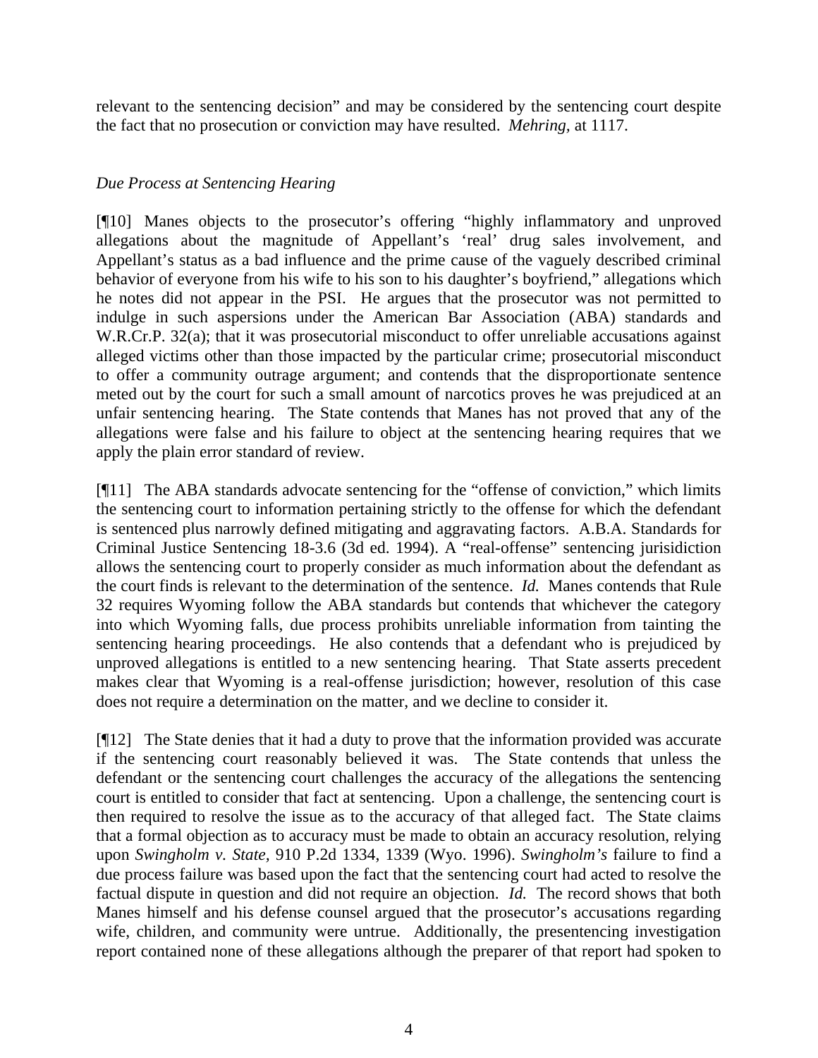relevant to the sentencing decision" and may be considered by the sentencing court despite the fact that no prosecution or conviction may have resulted. *Mehring*, at 1117.

*Due Process at Sentencing Hearing*

[¶10] Manes objects to the prosecutor's offering "highly inflammatory and unproved allegations about the magnitude of Appellant's 'real' drug sales involvement, and Appellant's status as a bad influence and the prime cause of the vaguely described criminal behavior of everyone from his wife to his son to his daughter's boyfriend," allegations which he notes did not appear in the PSI. He argues that the prosecutor was not permitted to indulge in such aspersions under the American Bar Association (ABA) standards and W.R.Cr.P. 32(a); that it was prosecutorial misconduct to offer unreliable accusations against alleged victims other than those impacted by the particular crime; prosecutorial misconduct to offer a community outrage argument; and contends that the disproportionate sentence meted out by the court for such a small amount of narcotics proves he was prejudiced at an unfair sentencing hearing. The State contends that Manes has not proved that any of the allegations were false and his failure to object at the sentencing hearing requires that we apply the plain error standard of review.

[¶11] The ABA standards advocate sentencing for the "offense of conviction," which limits the sentencing court to information pertaining strictly to the offense for which the defendant is sentenced plus narrowly defined mitigating and aggravating factors. A.B.A. Standards for Criminal Justice Sentencing 18-3.6 (3d ed. 1994). A "real-offense" sentencing jurisidiction allows the sentencing court to properly consider as much information about the defendant as the court finds is relevant to the determination of the sentence. *Id.* Manes contends that Rule 32 requires Wyoming follow the ABA standards but contends that whichever the category into which Wyoming falls, due process prohibits unreliable information from tainting the sentencing hearing proceedings. He also contends that a defendant who is prejudiced by unproved allegations is entitled to a new sentencing hearing. That State asserts precedent makes clear that Wyoming is a real-offense jurisdiction; however, resolution of this case does not require a determination on the matter, and we decline to consider it.

[¶12] The State denies that it had a duty to prove that the information provided was accurate if the sentencing court reasonably believed it was. The State contends that unless the defendant or the sentencing court challenges the accuracy of the allegations the sentencing court is entitled to consider that fact at sentencing. Upon a challenge, the sentencing court is then required to resolve the issue as to the accuracy of that alleged fact. The State claims that a formal objection as to accuracy must be made to obtain an accuracy resolution, relying upon *Swingholm v. State*, 910 P.2d 1334, 1339 (Wyo. 1996). *Swingholm's* failure to find a due process failure was based upon the fact that the sentencing court had acted to resolve the factual dispute in question and did not require an objection. *Id.* The record shows that both Manes himself and his defense counsel argued that the prosecutor's accusations regarding wife, children, and community were untrue. Additionally, the presentencing investigation report contained none of these allegations although the preparer of that report had spoken to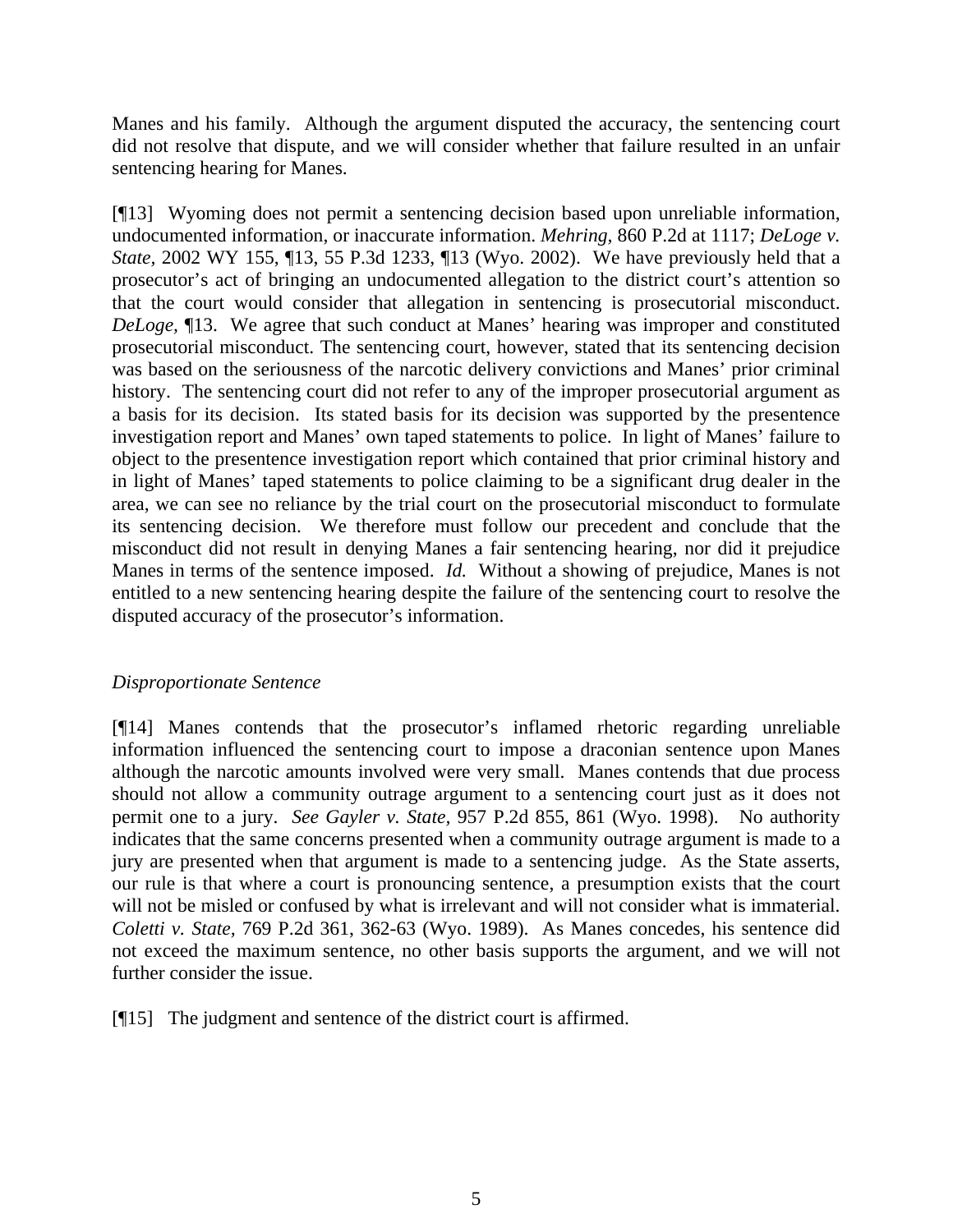Manes and his family. Although the argument disputed the accuracy, the sentencing court did not resolve that dispute, and we will consider whether that failure resulted in an unfair sentencing hearing for Manes.

[¶13] Wyoming does not permit a sentencing decision based upon unreliable information, undocumented information, or inaccurate information. *Mehring,* 860 P.2d at 1117; *DeLoge v. State,* 2002 WY 155, ¶13, 55 P.3d 1233, ¶13 (Wyo. 2002). We have previously held that a prosecutor's act of bringing an undocumented allegation to the district court's attention so that the court would consider that allegation in sentencing is prosecutorial misconduct. *DeLoge,* ¶13. We agree that such conduct at Manes' hearing was improper and constituted prosecutorial misconduct. The sentencing court, however, stated that its sentencing decision was based on the seriousness of the narcotic delivery convictions and Manes' prior criminal history. The sentencing court did not refer to any of the improper prosecutorial argument as a basis for its decision. Its stated basis for its decision was supported by the presentence investigation report and Manes' own taped statements to police. In light of Manes' failure to object to the presentence investigation report which contained that prior criminal history and in light of Manes' taped statements to police claiming to be a significant drug dealer in the area, we can see no reliance by the trial court on the prosecutorial misconduct to formulate its sentencing decision. We therefore must follow our precedent and conclude that the misconduct did not result in denying Manes a fair sentencing hearing, nor did it prejudice Manes in terms of the sentence imposed. *Id.* Without a showing of prejudice, Manes is not entitled to a new sentencing hearing despite the failure of the sentencing court to resolve the disputed accuracy of the prosecutor's information.

*Disproportionate Sentence*

[¶14] Manes contends that the prosecutor's inflamed rhetoric regarding unreliable information influenced the sentencing court to impose a draconian sentence upon Manes although the narcotic amounts involved were very small. Manes contends that due process should not allow a community outrage argument to a sentencing court just as it does not permit one to a jury. *See Gayler v. State,* 957 P.2d 855, 861 (Wyo. 1998). No authority indicates that the same concerns presented when a community outrage argument is made to a jury are presented when that argument is made to a sentencing judge. As the State asserts, our rule is that where a court is pronouncing sentence, a presumption exists that the court will not be misled or confused by what is irrelevant and will not consider what is immaterial. *Coletti v. State,* 769 P.2d 361, 362-63 (Wyo. 1989). As Manes concedes, his sentence did not exceed the maximum sentence, no other basis supports the argument, and we will not further consider the issue.

[¶15] The judgment and sentence of the district court is affirmed.